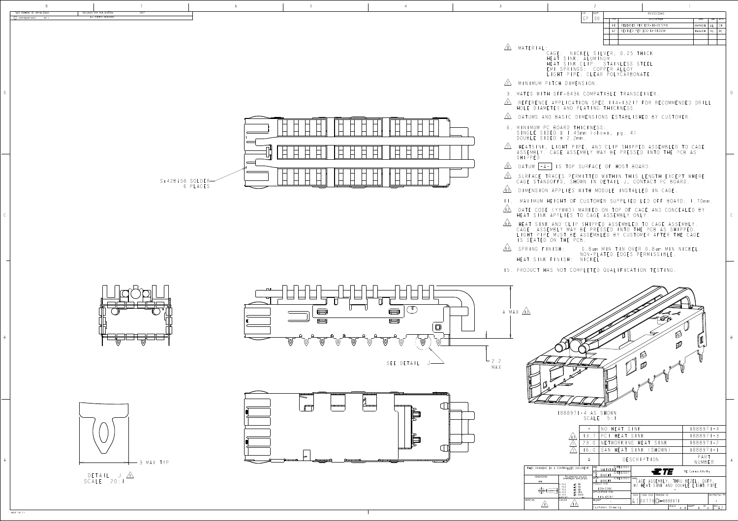THIS DRAWING IS UNPUBLISHED. RELEASED FOR PUBLICATION 2007
© COPYRIGHT 2007 BY - ALL RIGHTS RESERVED.

| LOC | DIST |
|---|---|
| GP | 00 |

REVISIONS

| LTR | DESCRIPTION | DATE | DWN | APVD |
|---|---|---|---|---|
| A1 | RELEASED PER ECR-11-007211 | 05APR2011 | AL | CM |
| A2 | REVISED PER ECO-14-012834 | 09AUG2014 | RG | MC |

1. MATERIAL:
   - CAGE: NICKEL SILVER, 0.25 THICK
   - HEAT SINK: ALUMINUM
   - HEAT SINK CLIP: STAINLESS STEEL
   - EMI SPRINGS: COPPER ALLOY
   - LIGHT PIPE: CLEAR POLYCARBONATE.
2. MINIMUM PITCH DIMENSION.
3. MATES WITH SFF-8436 COMPATIBLE TRANSCEIVER.
4. REFERENCE APPLICATION SPEC 114-13217 FOR RECOMMENDED DRILL HOLE DIAMETER AND PLATING THICKNESS.
5. DATUMS AND BASIC DIMENSIONS ESTABLISHED BY CUSTOMER.
6. MINIMUM PC BOARD THICKNESS:
   - SINGLE SIDED = 1.45mm (shown, pg. 4)
   - DOUBLE SIDED = 2.2mm.
7. HEATSINK, LIGHT PIPE, AND CLIP SHIPPED ASSEMBLED TO CAGE ASSEMBLY. CAGE ASSEMBLY MAY BE PRESSED INTO THE PCB AS SHIPPED.
8. DATUM -A- IS TOP SURFACE OF HOST BOARD.
9. SURFACE TRACES PERMITTED WITHIN THIS LENGTH EXCEPT WHERE CAGE STANDOFFS, SHOWN IN DETAIL J, CONTACT PC BOARD.
10. DIMENSION APPLIES WITH MODULE INSTALLED IN CAGE.
11. MAXIMUM HEIGHT OF CUSTOMER SUPPLIED LED OFF BOARD: 1.70mm.
12. DATE CODE (YYWWD) MARKED ON TOP OF CAGE AND CONCEALED BY HEAT SINK APPLIES TO CAGE ASSEMBLY ONLY.
13. HEAT SINK AND CLIP SHIPPED ASSEMBLED TO CAGE ASSEMBLY. CAGE ASSEMBLY MAY BE PRESSED INTO THE PCB AS SHIPPED. LIGHT PIPE MUST BE ASSEMBLED BY CUSTOMER AFTER THE CAGE IS SEATED ON THE PCB.
14. SPRING FINISH: 0.8um MIN TIN OVER 0.8um MIN NICKEL. NON-PLATED EDGES PERMISSIBLE.
    HEAT SINK FINISH: NICKEL.
15. PRODUCT HAS NOT COMPLETED QUALIFICATION TESTING.

Sn42Bi58 SOLDER 6 PLACES

A MAX 10

2.2 MAX

SEE DETAIL J

3 MAX TYP

DETAIL J 9
SCALE 20:1

1888971-4 AS SHOWN
SCALE 5:1

| A | DESCRIPTION | PART NUMBER |
|---|---|---|
| - | NO HEAT SINK | 1888971-4 |
| 13.7 | PCI HEAT SINK | 1888971-3 |
| 23.0 | NETWORKING HEAT SINK | 1888971-2 |
| 16.0 | SAN HEAT SINK (SHOWN) | 1888971-1 |

THIS DRAWING IS A CONTROLLED DOCUMENT.

DIMENSIONS: mm

TE Connectivity

CAGE ASSEMBLY, THRU BEZEL, QSFP, W/ HEAT SINK AND DOUBLE LIGHT PIPE

PRODUCT SPEC 108-2286
APPLICATION SPEC 114-13217

SIZE A1 | CAGE CODE 00779 | DRAWING NO C-1888971 | RESTRICTED TO -

Customer Drawing | SCALE 4:1 | SHEET 1 OF 4 | REV A2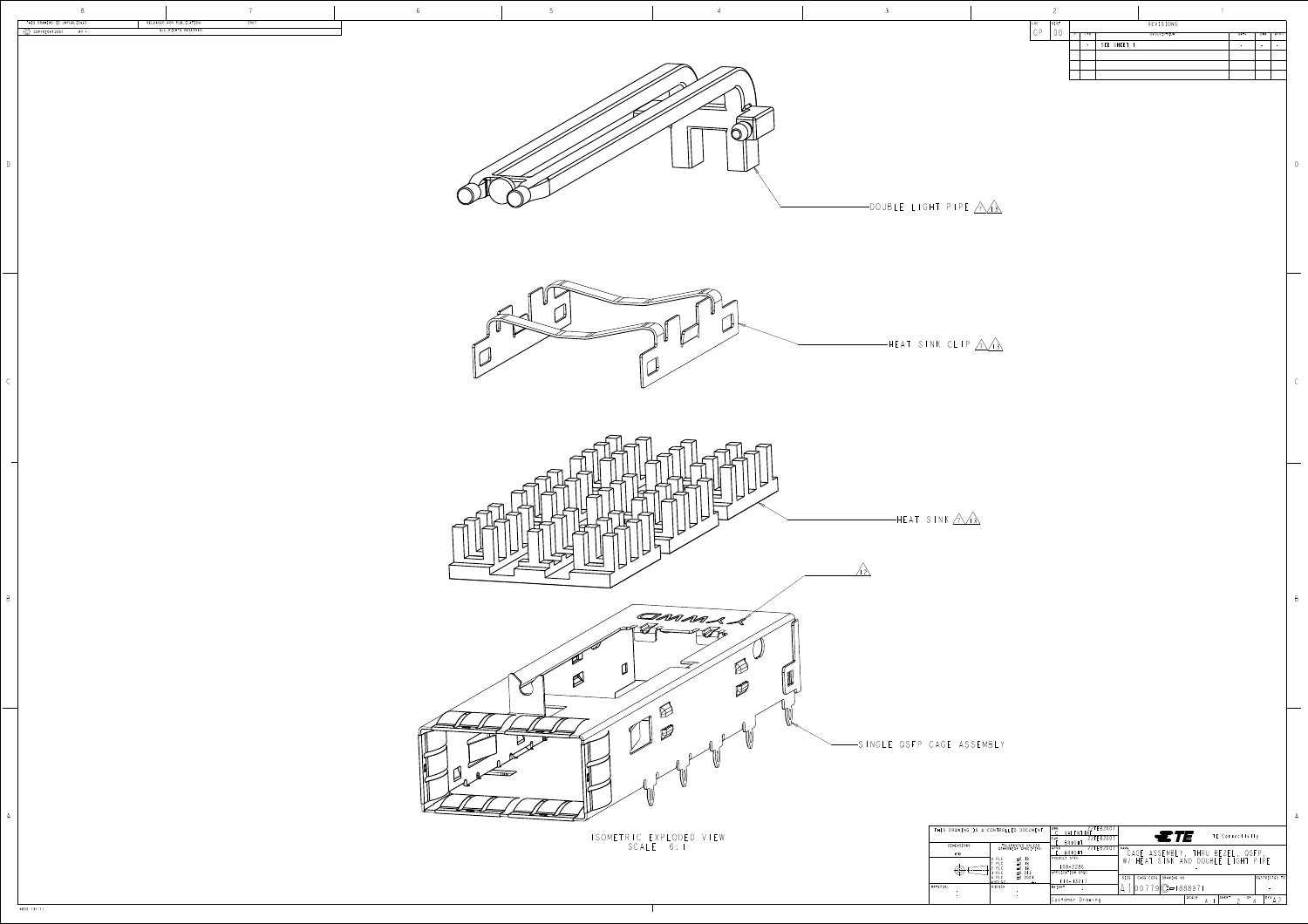THIS DRAWING IS UNPUBLISHED. © COPYRIGHT 2007 BY -

RELEASED FOR PUBLICATION 2007 ALL RIGHTS RESERVED.

| LOC | DIST |
| --- | --- |
| GP | 00 |

REVISIONS

| LTR | DESCRIPTION | DATE | DWN | APVD |
| --- | --- | --- | --- | --- |
| - | SEE SHEET 1 | - | - | - |

DOUBLE LIGHT PIPE 7 13

HEAT SINK CLIP 7 13

HEAT SINK 7 13

12

SINGLE QSFP CAGE ASSEMBLY

ISOMETRIC EXPLODED VIEW
SCALE 6:1

THIS DRAWING IS A CONTROLLED DOCUMENT.

DWN: C. VALENTINE 27FEB2007

CHK: E. BRIGHT 27FEB2007

APVD: E. BRIGHT 27FEB2007

PRODUCT SPEC: 108-2286

APPLICATION SPEC: 114-13211

WEIGHT: -

TE Connectivity

NAME: CAGE ASSEMBLY, THRU BEZEL, QSFP, W/ HEAT SINK AND DOUBLE LIGHT PIPE

SIZE: A1 | CAGE CODE: 00779 | DRAWING NO: C-1888971 | RESTRICTED TO: -

Customer Drawing | SCALE 4:1 | SHEET 2 OF 4 | REV A2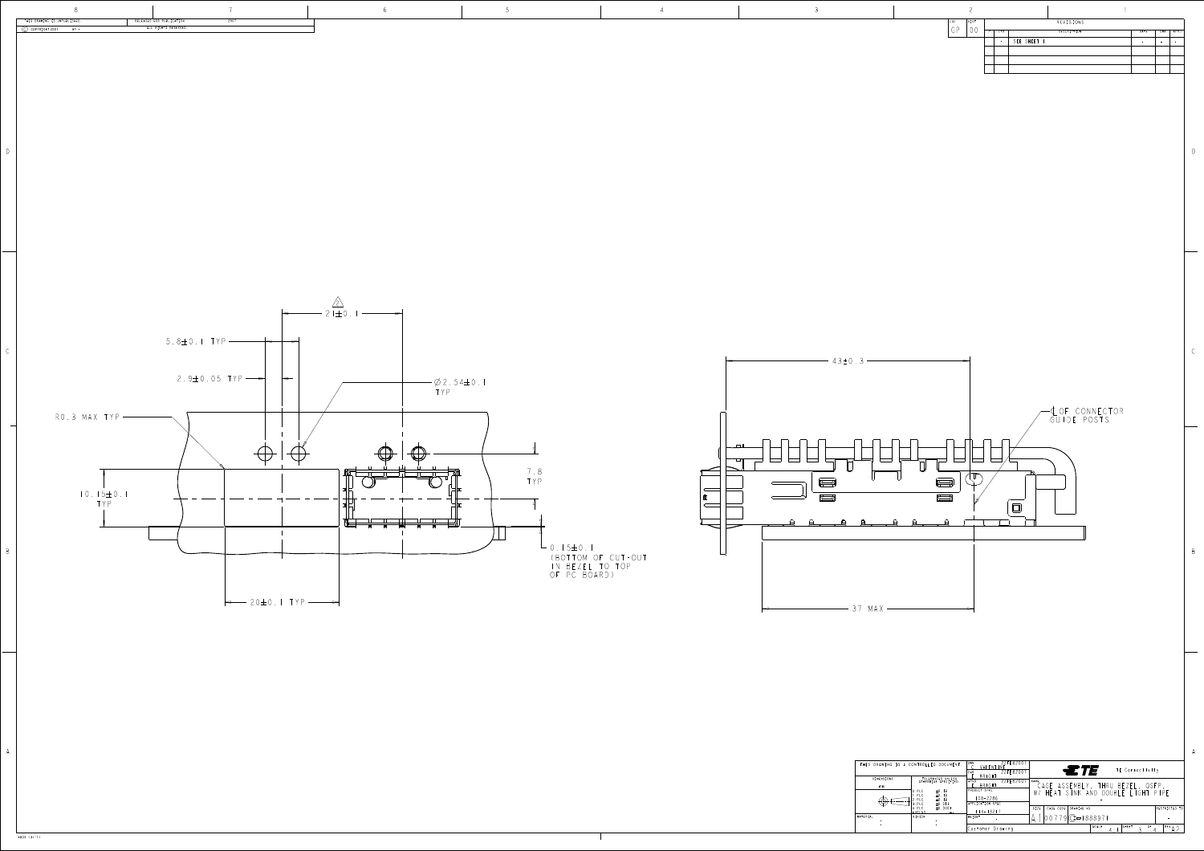THIS DRAWING IS UNPUBLISHED. © COPYRIGHT 2007 BY - RELEASED FOR PUBLICATION 2007 ALL RIGHTS RESERVED

| LOC | DIST | REVISIONS | | | | |
|---|---|---|---|---|---|---|
| GP | 00 | LTR | DESCRIPTION | DATE | DWN | APVD |
| | | - | SEE SHEET 1 | - | - | - |

21±0.1

5.8±0.1 TYP

2.9±0.05 TYP

Ø2.54±0.1 TYP

R0.3 MAX TYP

10.15±0.1 TYP

7.8 TYP

0.15±0.1 (BOTTOM OF CUT-OUT IN BEZEL TO TOP OF PC BOARD)

20±0.1 TYP

43±0.3

℄ OF CONNECTOR GUIDE POSTS

37 MAX

THIS DRAWING IS A CONTROLLED DOCUMENT.

DWN: C. VALENTINE 27FEB2007
CHK: T. Bhagat 27FEB2007
APVD: C. Bhagat 27FEB2007
PRODUCT SPEC: 108-2286
APPLICATION SPEC: 114-13217

TE Connectivity

NAME: CAGE ASSEMBLY, THRU BEZEL, QSFP, W/ HEAT SINK AND DOUBLE LIGHT PIPE

SIZE: A1 | CAGE CODE: 00779 | DRAWING NO: C-1888971 | RESTRICTED TO: -

Customer Drawing | SCALE: 4:1 | SHEET 3 OF 4 | REV A2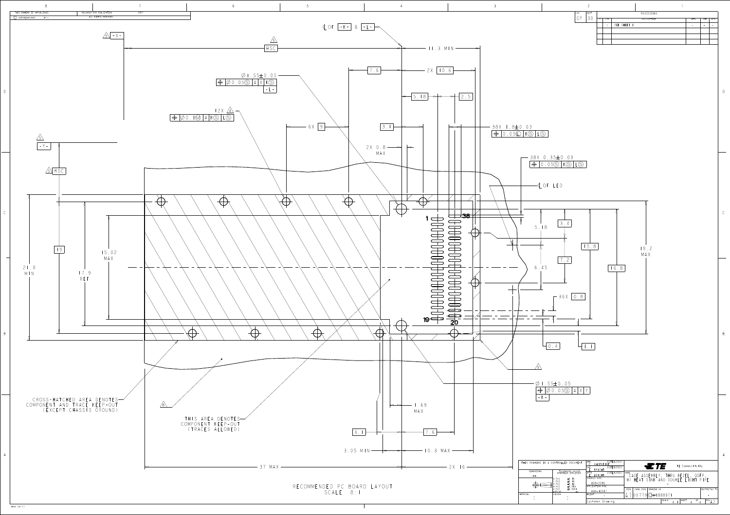RECOMMENDED PC BOARD LAYOUT
SCALE 8:1

CROSS-HATCHED AREA DENOTES COMPONENT AND TRACE KEEP-OUT (EXCEPT CHASSIS GROUND)

THIS AREA DENOTES COMPONENT KEEP-OUT (TRACES ALLOWED)

℄ OF -K- & -L-

℄ OF LED

Ø1.55±0.05
⌖ Ø0.05Ⓢ A X KⓈ
-L-

Ø1.55±0.05
⌖ Ø0.05Ⓢ A X Y
-K-

12X ⚠4
⌖ Ø0.1Ⓜ A KⓈ LⓈ

38X 1.8±0.03
⌖ 0.05Ⓛ KⓈ LⓈ

38X 0.35±0.03
⌖ 0.05Ⓢ KⓈ LⓈ

| Dimension |
|---|
| 11.3 MIN |
| 7.6 |
| 2X 10.6 |
| 5.18 |
| 2.5 |
| 6X 9 |
| 3.1 |
| 2X 0.8 MAX |
| 19 |
| 15.02 MAX |
| 21.0 MIN |
| 17.9 REF |
| 5.18 |
| 3.4 |
| 6.45 |
| 7.2 |
| 15.8 |
| 16.8 |
| 19.2 MAX |
| 36X 0.8 |
| 0.4 |
| 1.1 |
| 1.69 MAX |
| 3.1 |
| 7.6 |
| 3.05 MIN |
| 10.3 MAX |
| 37 MAX |
| 2X 16 |

TE Connectivity

CAGE ASSEMBLY, THRU BEZEL, QSFP, W/ HEAT SINK AND DOUBLE LIGHT PIPE

108-2286

114-13211

A1 | 00779 | C-1888971

Customer Drawing

SCALE 4:1 | SHEET 4 OF 4 | REV A2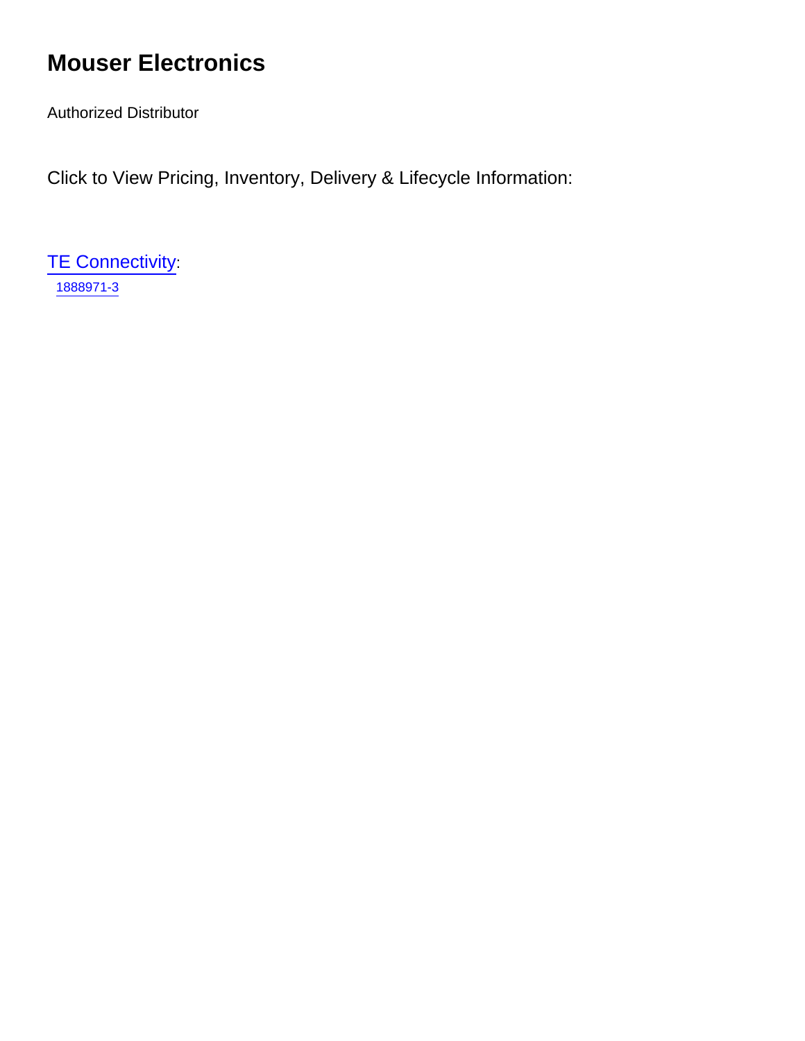# Mouser Electronics

Authorized Distributor

Click to View Pricing, Inventory, Delivery & Lifecycle Information:

[TE Connectivity](#):

[1888971-3](#)